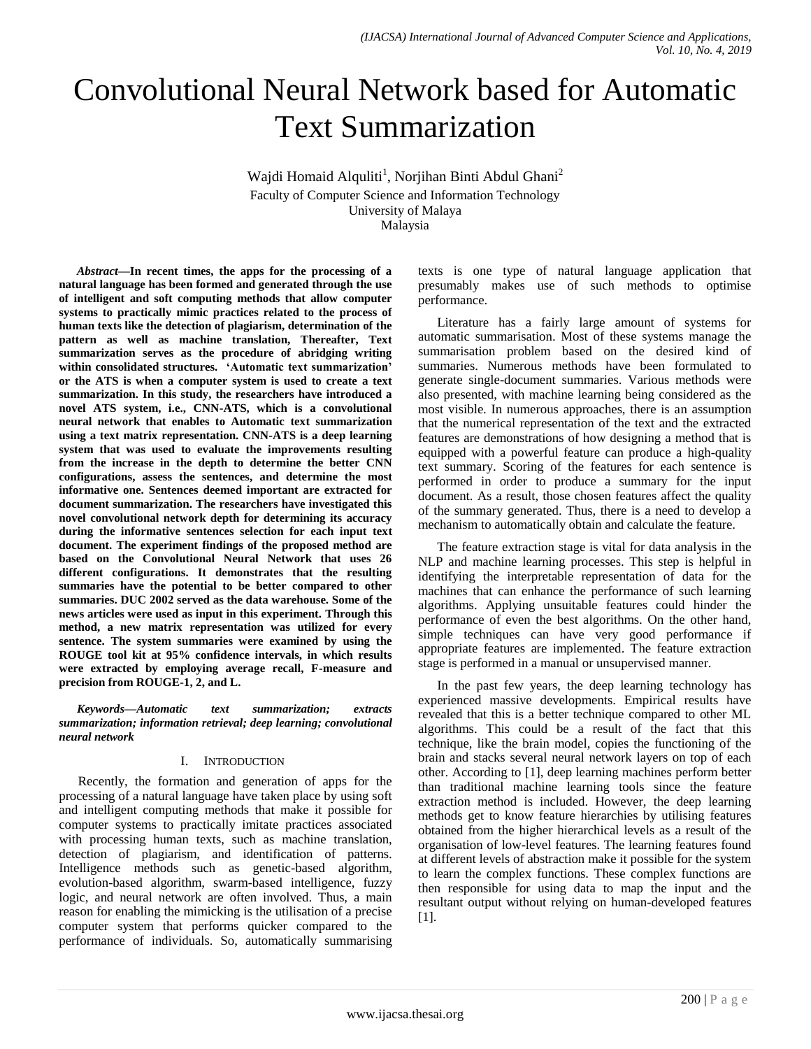# Convolutional Neural Network based for Automatic Text Summarization

Wajdi Homaid Alquliti[1], Norjihan Binti Abdul Ghani[2]

Faculty of Computer Science and Information Technology
University of Malaya
Malaysia

***Abstract*—In recent times, the apps for the processing of a natural language has been formed and generated through the use of intelligent and soft computing methods that allow computer systems to practically mimic practices related to the process of human texts like the detection of plagiarism, determination of the pattern as well as machine translation, Thereafter, Text summarization serves as the procedure of abridging writing within consolidated structures. 'Automatic text summarization' or the ATS is when a computer system is used to create a text summarization. In this study, the researchers have introduced a novel ATS system, i.e., CNN-ATS, which is a convolutional neural network that enables to Automatic text summarization using a text matrix representation. CNN-ATS is a deep learning system that was used to evaluate the improvements resulting from the increase in the depth to determine the better CNN configurations, assess the sentences, and determine the most informative one. Sentences deemed important are extracted for document summarization. The researchers have investigated this novel convolutional network depth for determining its accuracy during the informative sentences selection for each input text document. The experiment findings of the proposed method are based on the Convolutional Neural Network that uses 26 different configurations. It demonstrates that the resulting summaries have the potential to be better compared to other summaries. DUC 2002 served as the data warehouse. Some of the news articles were used as input in this experiment. Through this method, a new matrix representation was utilized for every sentence. The system summaries were examined by using the ROUGE tool kit at 95% confidence intervals, in which results were extracted by employing average recall, F-measure and precision from ROUGE-1, 2, and L.**

***Keywords—Automatic text summarization; extracts summarization; information retrieval; deep learning; convolutional neural network***

## I. Introduction

Recently, the formation and generation of apps for the processing of a natural language have taken place by using soft and intelligent computing methods that make it possible for computer systems to practically imitate practices associated with processing human texts, such as machine translation, detection of plagiarism, and identification of patterns. Intelligence methods such as genetic-based algorithm, evolution-based algorithm, swarm-based intelligence, fuzzy logic, and neural network are often involved. Thus, a main reason for enabling the mimicking is the utilisation of a precise computer system that performs quicker compared to the performance of individuals. So, automatically summarising texts is one type of natural language application that presumably makes use of such methods to optimise performance.

Literature has a fairly large amount of systems for automatic summarisation. Most of these systems manage the summarisation problem based on the desired kind of summaries. Numerous methods have been formulated to generate single-document summaries. Various methods were also presented, with machine learning being considered as the most visible. In numerous approaches, there is an assumption that the numerical representation of the text and the extracted features are demonstrations of how designing a method that is equipped with a powerful feature can produce a high-quality text summary. Scoring of the features for each sentence is performed in order to produce a summary for the input document. As a result, those chosen features affect the quality of the summary generated. Thus, there is a need to develop a mechanism to automatically obtain and calculate the feature.

The feature extraction stage is vital for data analysis in the NLP and machine learning processes. This step is helpful in identifying the interpretable representation of data for the machines that can enhance the performance of such learning algorithms. Applying unsuitable features could hinder the performance of even the best algorithms. On the other hand, simple techniques can have very good performance if appropriate features are implemented. The feature extraction stage is performed in a manual or unsupervised manner.

In the past few years, the deep learning technology has experienced massive developments. Empirical results have revealed that this is a better technique compared to other ML algorithms. This could be a result of the fact that this technique, like the brain model, copies the functioning of the brain and stacks several neural network layers on top of each other. According to [1], deep learning machines perform better than traditional machine learning tools since the feature extraction method is included. However, the deep learning methods get to know feature hierarchies by utilising features obtained from the higher hierarchical levels as a result of the organisation of low-level features. The learning features found at different levels of abstraction make it possible for the system to learn the complex functions. These complex functions are then responsible for using data to map the input and the resultant output without relying on human-developed features [1].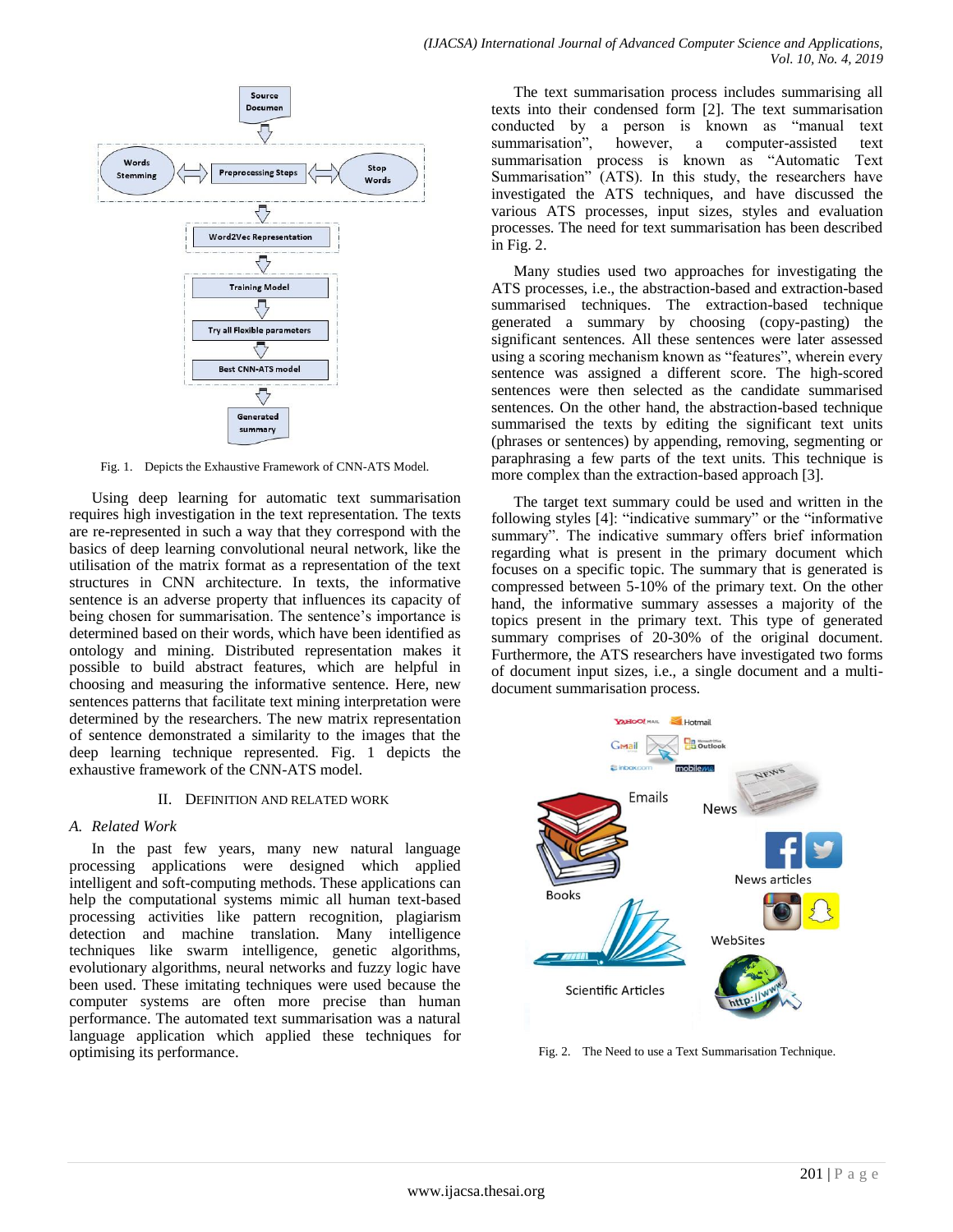Fig. 1. Depicts the Exhaustive Framework of CNN-ATS Model.

Using deep learning for automatic text summarisation requires high investigation in the text representation. The texts are re-represented in such a way that they correspond with the basics of deep learning convolutional neural network, like the utilisation of the matrix format as a representation of the text structures in CNN architecture. In texts, the informative sentence is an adverse property that influences its capacity of being chosen for summarisation. The sentence's importance is determined based on their words, which have been identified as ontology and mining. Distributed representation makes it possible to build abstract features, which are helpful in choosing and measuring the informative sentence. Here, new sentences patterns that facilitate text mining interpretation were determined by the researchers. The new matrix representation of sentence demonstrated a similarity to the images that the deep learning technique represented. Fig. 1 depicts the exhaustive framework of the CNN-ATS model.

## II. Definition and Related Work

### A. Related Work

In the past few years, many new natural language processing applications were designed which applied intelligent and soft-computing methods. These applications can help the computational systems mimic all human text-based processing activities like pattern recognition, plagiarism detection and machine translation. Many intelligence techniques like swarm intelligence, genetic algorithms, evolutionary algorithms, neural networks and fuzzy logic have been used. These imitating techniques were used because the computer systems are often more precise than human performance. The automated text summarisation was a natural language application which applied these techniques for optimising its performance.

The text summarisation process includes summarising all texts into their condensed form [2]. The text summarisation conducted by a person is known as "manual text summarisation", however, a computer-assisted text summarisation process is known as "Automatic Text Summarisation" (ATS). In this study, the researchers have investigated the ATS techniques, and have discussed the various ATS processes, input sizes, styles and evaluation processes. The need for text summarisation has been described in Fig. 2.

Many studies used two approaches for investigating the ATS processes, i.e., the abstraction-based and extraction-based summarised techniques. The extraction-based technique generated a summary by choosing (copy-pasting) the significant sentences. All these sentences were later assessed using a scoring mechanism known as "features", wherein every sentence was assigned a different score. The high-scored sentences were then selected as the candidate summarised sentences. On the other hand, the abstraction-based technique summarised the texts by editing the significant text units (phrases or sentences) by appending, removing, segmenting or paraphrasing a few parts of the text units. This technique is more complex than the extraction-based approach [3].

The target text summary could be used and written in the following styles [4]: "indicative summary" or the "informative summary". The indicative summary offers brief information regarding what is present in the primary document which focuses on a specific topic. The summary that is generated is compressed between 5-10% of the primary text. On the other hand, the informative summary assesses a majority of the topics present in the primary text. This type of generated summary comprises of 20-30% of the original document. Furthermore, the ATS researchers have investigated two forms of document input sizes, i.e., a single document and a multi-document summarisation process.

Fig. 2. The Need to use a Text Summarisation Technique.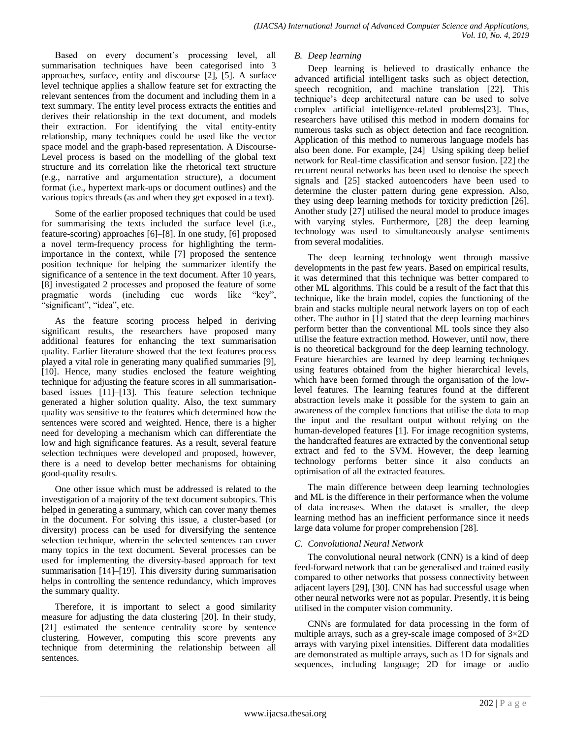Based on every document's processing level, all summarisation techniques have been categorised into 3 approaches, surface, entity and discourse [2], [5]. A surface level technique applies a shallow feature set for extracting the relevant sentences from the document and including them in a text summary. The entity level process extracts the entities and derives their relationship in the text document, and models their extraction. For identifying the vital entity-entity relationship, many techniques could be used like the vector space model and the graph-based representation. A Discourse-Level process is based on the modelling of the global text structure and its correlation like the rhetorical text structure (e.g., narrative and argumentation structure), a document format (i.e., hypertext mark-ups or document outlines) and the various topics threads (as and when they get exposed in a text).

Some of the earlier proposed techniques that could be used for summarising the texts included the surface level (i.e., feature-scoring) approaches [6]–[8]. In one study, [6] proposed a novel term-frequency process for highlighting the term-importance in the context, while [7] proposed the sentence position technique for helping the summarizer identify the significance of a sentence in the text document. After 10 years, [8] investigated 2 processes and proposed the feature of some pragmatic words (including cue words like "key", "significant", "idea", etc.

As the feature scoring process helped in deriving significant results, the researchers have proposed many additional features for enhancing the text summarisation quality. Earlier literature showed that the text features process played a vital role in generating many qualified summaries [9], [10]. Hence, many studies enclosed the feature weighting technique for adjusting the feature scores in all summarisation-based issues [11]–[13]. This feature selection technique generated a higher solution quality. Also, the text summary quality was sensitive to the features which determined how the sentences were scored and weighted. Hence, there is a higher need for developing a mechanism which can differentiate the low and high significance features. As a result, several feature selection techniques were developed and proposed, however, there is a need to develop better mechanisms for obtaining good-quality results.

One other issue which must be addressed is related to the investigation of a majority of the text document subtopics. This helped in generating a summary, which can cover many themes in the document. For solving this issue, a cluster-based (or diversity) process can be used for diversifying the sentence selection technique, wherein the selected sentences can cover many topics in the text document. Several processes can be used for implementing the diversity-based approach for text summarisation [14]–[19]. This diversity during summarisation helps in controlling the sentence redundancy, which improves the summary quality.

Therefore, it is important to select a good similarity measure for adjusting the data clustering [20]. In their study, [21] estimated the sentence centrality score by sentence clustering. However, computing this score prevents any technique from determining the relationship between all sentences.

## B. Deep learning

Deep learning is believed to drastically enhance the advanced artificial intelligent tasks such as object detection, speech recognition, and machine translation [22]. This technique's deep architectural nature can be used to solve complex artificial intelligence-related problems[23]. Thus, researchers have utilised this method in modern domains for numerous tasks such as object detection and face recognition. Application of this method to numerous language models has also been done. For example, [24] Using spiking deep belief network for Real-time classification and sensor fusion. [22] the recurrent neural networks has been used to denoise the speech signals and [25] stacked autoencoders have been used to determine the cluster pattern during gene expression. Also, they using deep learning methods for toxicity prediction [26]. Another study [27] utilised the neural model to produce images with varying styles. Furthermore, [28] the deep learning technology was used to simultaneously analyse sentiments from several modalities.

The deep learning technology went through massive developments in the past few years. Based on empirical results, it was determined that this technique was better compared to other ML algorithms. This could be a result of the fact that this technique, like the brain model, copies the functioning of the brain and stacks multiple neural network layers on top of each other. The author in [1] stated that the deep learning machines perform better than the conventional ML tools since they also utilise the feature extraction method. However, until now, there is no theoretical background for the deep learning technology. Feature hierarchies are learned by deep learning techniques using features obtained from the higher hierarchical levels, which have been formed through the organisation of the low-level features. The learning features found at the different abstraction levels make it possible for the system to gain an awareness of the complex functions that utilise the data to map the input and the resultant output without relying on the human-developed features [1]. For image recognition systems, the handcrafted features are extracted by the conventional setup extract and fed to the SVM. However, the deep learning technology performs better since it also conducts an optimisation of all the extracted features.

The main difference between deep learning technologies and ML is the difference in their performance when the volume of data increases. When the dataset is smaller, the deep learning method has an inefficient performance since it needs large data volume for proper comprehension [28].

## C. Convolutional Neural Network

The convolutional neural network (CNN) is a kind of deep feed-forward network that can be generalised and trained easily compared to other networks that possess connectivity between adjacent layers [29], [30]. CNN has had successful usage when other neural networks were not as popular. Presently, it is being utilised in the computer vision community.

CNNs are formulated for data processing in the form of multiple arrays, such as a grey-scale image composed of 3×2D arrays with varying pixel intensities. Different data modalities are demonstrated as multiple arrays, such as 1D for signals and sequences, including language; 2D for image or audio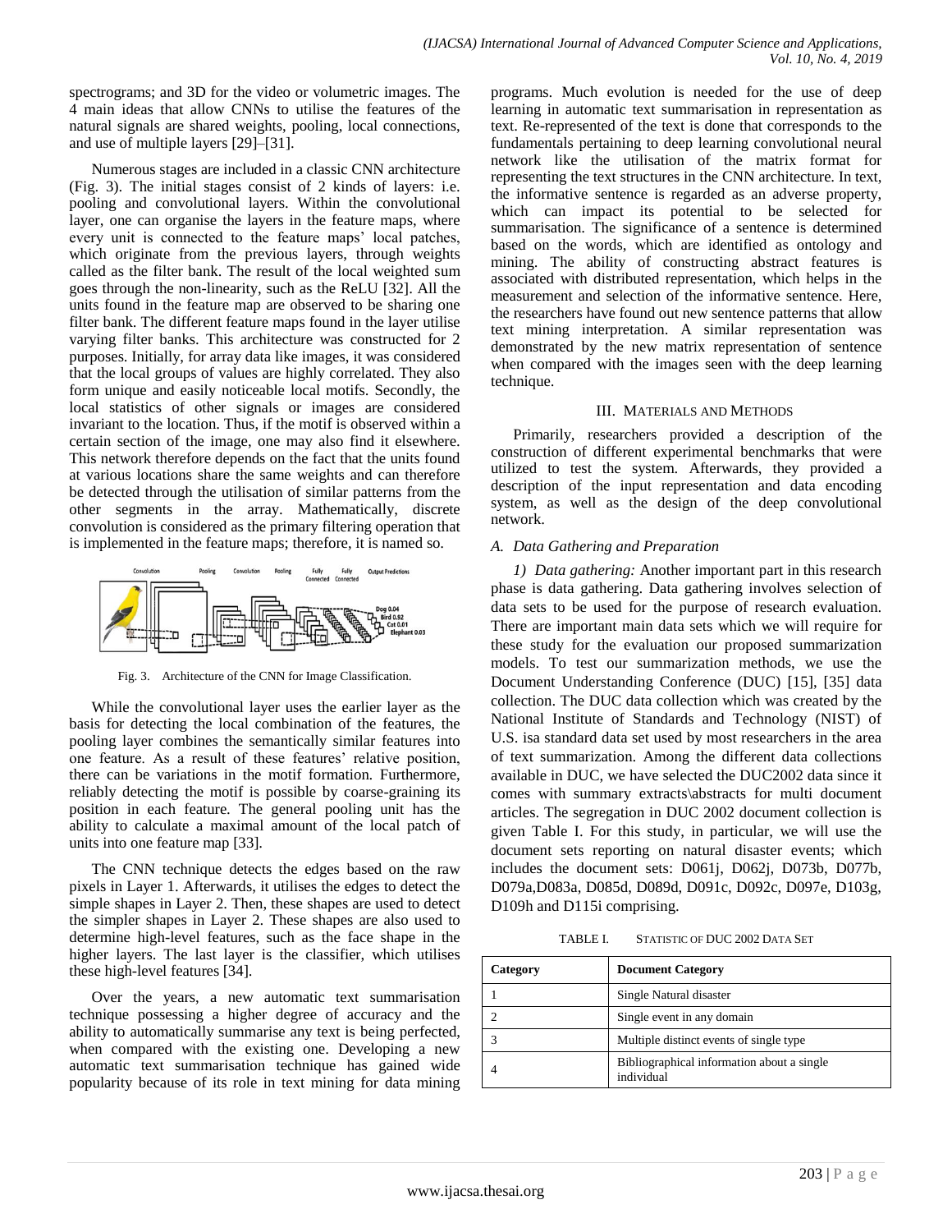spectrograms; and 3D for the video or volumetric images. The 4 main ideas that allow CNNs to utilise the features of the natural signals are shared weights, pooling, local connections, and use of multiple layers [29]–[31].

Numerous stages are included in a classic CNN architecture (Fig. 3). The initial stages consist of 2 kinds of layers: i.e. pooling and convolutional layers. Within the convolutional layer, one can organise the layers in the feature maps, where every unit is connected to the feature maps' local patches, which originate from the previous layers, through weights called as the filter bank. The result of the local weighted sum goes through the non-linearity, such as the ReLU [32]. All the units found in the feature map are observed to be sharing one filter bank. The different feature maps found in the layer utilise varying filter banks. This architecture was constructed for 2 purposes. Initially, for array data like images, it was considered that the local groups of values are highly correlated. They also form unique and easily noticeable local motifs. Secondly, the local statistics of other signals or images are considered invariant to the location. Thus, if the motif is observed within a certain section of the image, one may also find it elsewhere. This network therefore depends on the fact that the units found at various locations share the same weights and can therefore be detected through the utilisation of similar patterns from the other segments in the array. Mathematically, discrete convolution is considered as the primary filtering operation that is implemented in the feature maps; therefore, it is named so.

Fig. 3. Architecture of the CNN for Image Classification.

While the convolutional layer uses the earlier layer as the basis for detecting the local combination of the features, the pooling layer combines the semantically similar features into one feature. As a result of these features' relative position, there can be variations in the motif formation. Furthermore, reliably detecting the motif is possible by coarse-graining its position in each feature. The general pooling unit has the ability to calculate a maximal amount of the local patch of units into one feature map [33].

The CNN technique detects the edges based on the raw pixels in Layer 1. Afterwards, it utilises the edges to detect the simple shapes in Layer 2. Then, these shapes are used to detect the simpler shapes in Layer 2. These shapes are also used to determine high-level features, such as the face shape in the higher layers. The last layer is the classifier, which utilises these high-level features [34].

Over the years, a new automatic text summarisation technique possessing a higher degree of accuracy and the ability to automatically summarise any text is being perfected, when compared with the existing one. Developing a new automatic text summarisation technique has gained wide popularity because of its role in text mining for data mining programs. Much evolution is needed for the use of deep learning in automatic text summarisation in representation as text. Re-represented of the text is done that corresponds to the fundamentals pertaining to deep learning convolutional neural network like the utilisation of the matrix format for representing the text structures in the CNN architecture. In text, the informative sentence is regarded as an adverse property, which can impact its potential to be selected for summarisation. The significance of a sentence is determined based on the words, which are identified as ontology and mining. The ability of constructing abstract features is associated with distributed representation, which helps in the measurement and selection of the informative sentence. Here, the researchers have found out new sentence patterns that allow text mining interpretation. A similar representation was demonstrated by the new matrix representation of sentence when compared with the images seen with the deep learning technique.

## III. Materials and Methods

Primarily, researchers provided a description of the construction of different experimental benchmarks that were utilized to test the system. Afterwards, they provided a description of the input representation and data encoding system, as well as the design of the deep convolutional network.

### *A. Data Gathering and Preparation*

*1) Data gathering:* Another important part in this research phase is data gathering. Data gathering involves selection of data sets to be used for the purpose of research evaluation. There are important main data sets which we will require for these study for the evaluation our proposed summarization models. To test our summarization methods, we use the Document Understanding Conference (DUC) [15], [35] data collection. The DUC data collection which was created by the National Institute of Standards and Technology (NIST) of U.S. isa standard data set used by most researchers in the area of text summarization. Among the different data collections available in DUC, we have selected the DUC2002 data since it comes with summary extracts\abstracts for multi document articles. The segregation in DUC 2002 document collection is given Table I. For this study, in particular, we will use the document sets reporting on natural disaster events; which includes the document sets: D061j, D062j, D073b, D077b, D079a,D083a, D085d, D089d, D091c, D092c, D097e, D103g, D109h and D115i comprising.

TABLE I. Statistic of DUC 2002 Data Set

| Category | Document Category |
|---|---|
| 1 | Single Natural disaster |
| 2 | Single event in any domain |
| 3 | Multiple distinct events of single type |
| 4 | Bibliographical information about a single individual |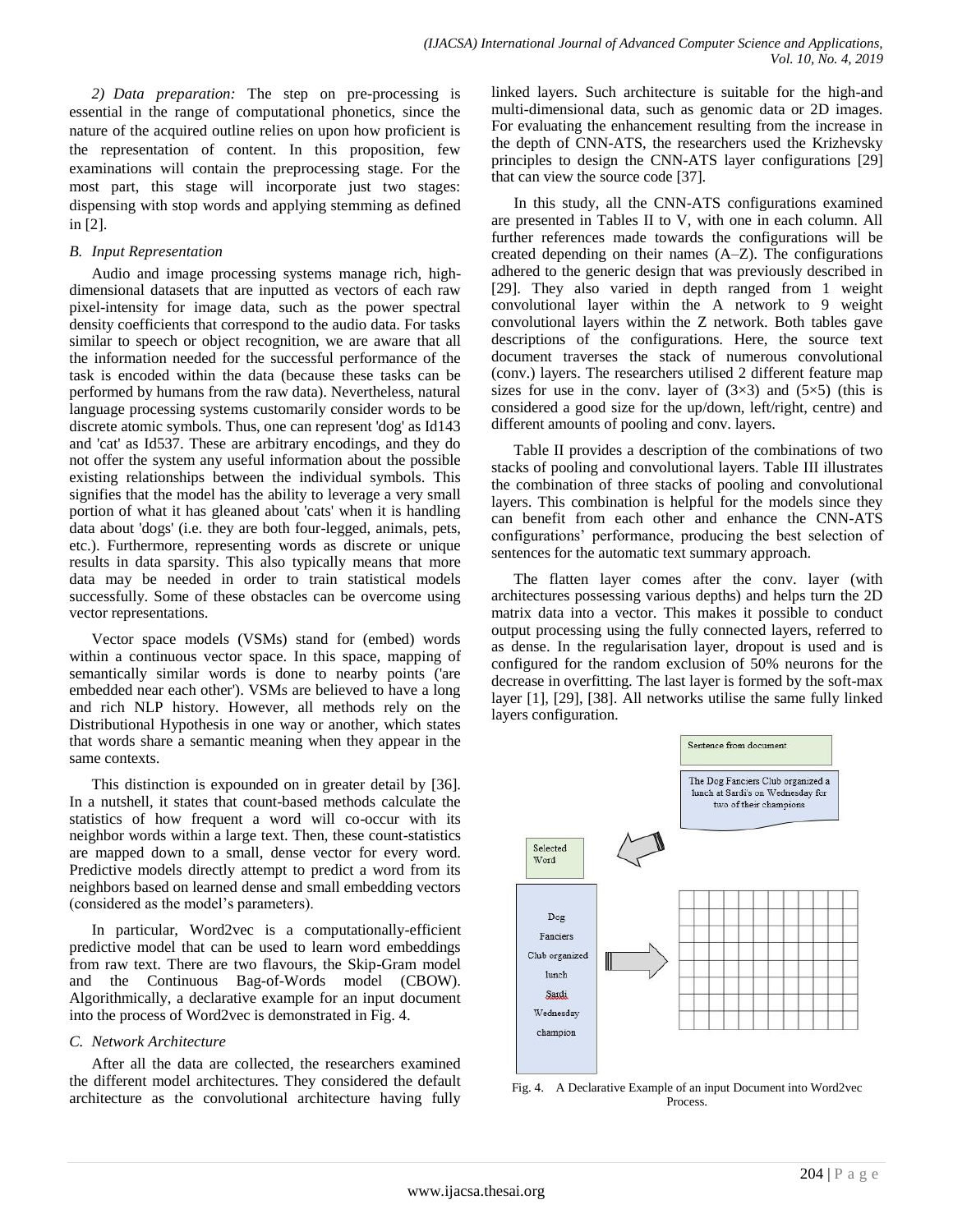*2) Data preparation:* The step on pre-processing is essential in the range of computational phonetics, since the nature of the acquired outline relies on upon how proficient is the representation of content. In this proposition, few examinations will contain the preprocessing stage. For the most part, this stage will incorporate just two stages: dispensing with stop words and applying stemming as defined in [2].

### B. Input Representation

Audio and image processing systems manage rich, high-dimensional datasets that are inputted as vectors of each raw pixel-intensity for image data, such as the power spectral density coefficients that correspond to the audio data. For tasks similar to speech or object recognition, we are aware that all the information needed for the successful performance of the task is encoded within the data (because these tasks can be performed by humans from the raw data). Nevertheless, natural language processing systems customarily consider words to be discrete atomic symbols. Thus, one can represent 'dog' as Id143 and 'cat' as Id537. These are arbitrary encodings, and they do not offer the system any useful information about the possible existing relationships between the individual symbols. This signifies that the model has the ability to leverage a very small portion of what it has gleaned about 'cats' when it is handling data about 'dogs' (i.e. they are both four-legged, animals, pets, etc.). Furthermore, representing words as discrete or unique results in data sparsity. This also typically means that more data may be needed in order to train statistical models successfully. Some of these obstacles can be overcome using vector representations.

Vector space models (VSMs) stand for (embed) words within a continuous vector space. In this space, mapping of semantically similar words is done to nearby points ('are embedded near each other'). VSMs are believed to have a long and rich NLP history. However, all methods rely on the Distributional Hypothesis in one way or another, which states that words share a semantic meaning when they appear in the same contexts.

This distinction is expounded on in greater detail by [36]. In a nutshell, it states that count-based methods calculate the statistics of how frequent a word will co-occur with its neighbor words within a large text. Then, these count-statistics are mapped down to a small, dense vector for every word. Predictive models directly attempt to predict a word from its neighbors based on learned dense and small embedding vectors (considered as the model's parameters).

In particular, Word2vec is a computationally-efficient predictive model that can be used to learn word embeddings from raw text. There are two flavours, the Skip-Gram model and the Continuous Bag-of-Words model (CBOW). Algorithmically, a declarative example for an input document into the process of Word2vec is demonstrated in Fig. 4.

### C. Network Architecture

After all the data are collected, the researchers examined the different model architectures. They considered the default architecture as the convolutional architecture having fully linked layers. Such architecture is suitable for the high-and multi-dimensional data, such as genomic data or 2D images. For evaluating the enhancement resulting from the increase in the depth of CNN-ATS, the researchers used the Krizhevsky principles to design the CNN-ATS layer configurations [29] that can view the source code [37].

In this study, all the CNN-ATS configurations examined are presented in Tables II to V, with one in each column. All further references made towards the configurations will be created depending on their names (A–Z). The configurations adhered to the generic design that was previously described in [29]. They also varied in depth ranged from 1 weight convolutional layer within the A network to 9 weight convolutional layers within the Z network. Both tables gave descriptions of the configurations. Here, the source text document traverses the stack of numerous convolutional (conv.) layers. The researchers utilised 2 different feature map sizes for use in the conv. layer of (3×3) and (5×5) (this is considered a good size for the up/down, left/right, centre) and different amounts of pooling and conv. layers.

Table II provides a description of the combinations of two stacks of pooling and convolutional layers. Table III illustrates the combination of three stacks of pooling and convolutional layers. This combination is helpful for the models since they can benefit from each other and enhance the CNN-ATS configurations' performance, producing the best selection of sentences for the automatic text summary approach.

The flatten layer comes after the conv. layer (with architectures possessing various depths) and helps turn the 2D matrix data into a vector. This makes it possible to conduct output processing using the fully connected layers, referred to as dense. In the regularisation layer, dropout is used and is configured for the random exclusion of 50% neurons for the decrease in overfitting. The last layer is formed by the soft-max layer [1], [29], [38]. All networks utilise the same fully linked layers configuration.

Sentence from document

The Dog Fanciers Club organized a lunch at Sardi's on Wednesday for two of their champions

Selected Word

Dog
Fanciers
Club organized
lunch
Sardi
Wednesday
champion

Fig. 4. A Declarative Example of an input Document into Word2vec Process.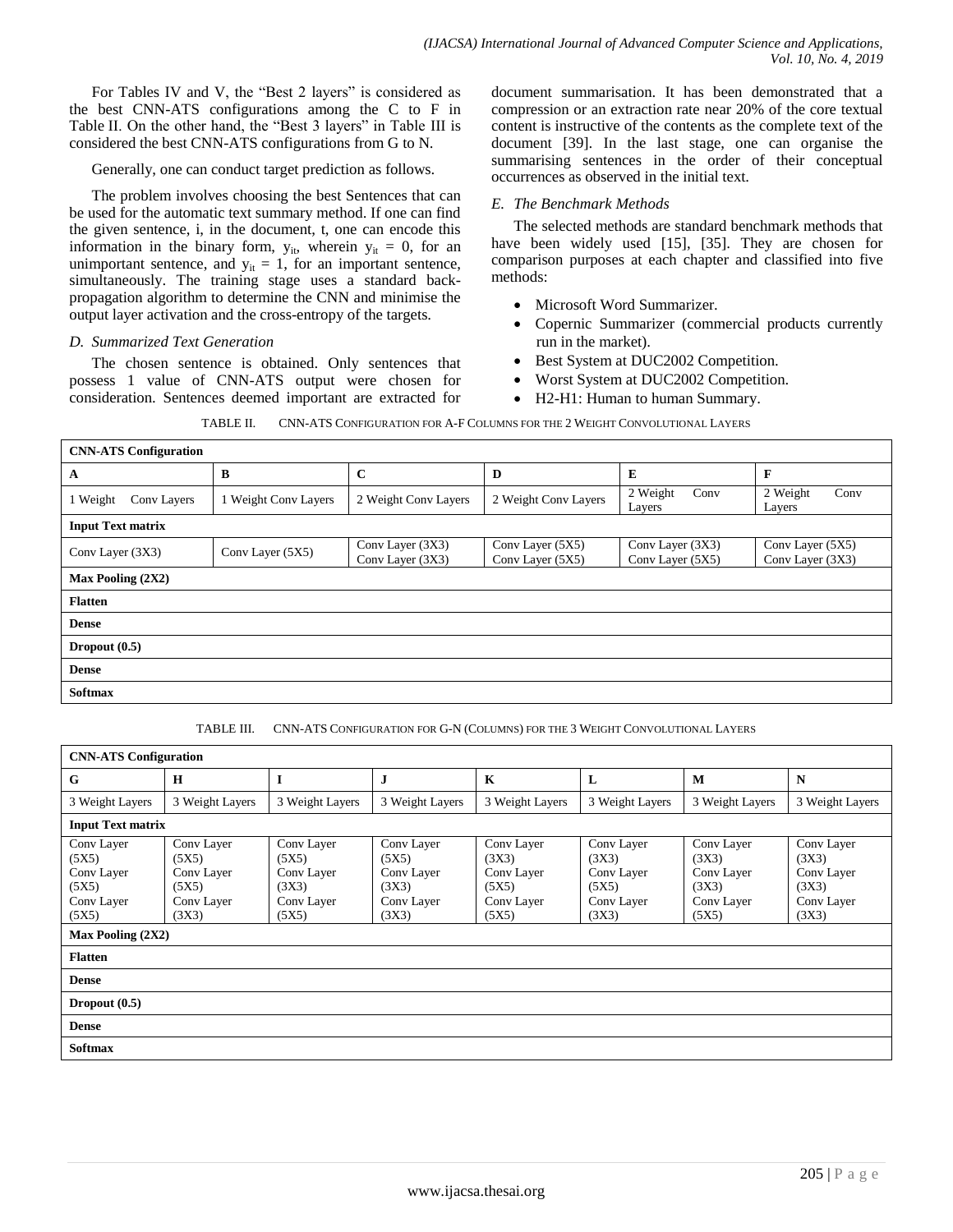For Tables IV and V, the "Best 2 layers" is considered as the best CNN-ATS configurations among the C to F in Table II. On the other hand, the "Best 3 layers" in Table III is considered the best CNN-ATS configurations from G to N.

Generally, one can conduct target prediction as follows.

The problem involves choosing the best Sentences that can be used for the automatic text summary method. If one can find the given sentence, i, in the document, t, one can encode this information in the binary form, $y_{it}$, wherein $y_{it} = 0$, for an unimportant sentence, and $y_{it} = 1$, for an important sentence, simultaneously. The training stage uses a standard back-propagation algorithm to determine the CNN and minimise the output layer activation and the cross-entropy of the targets.

### *D. Summarized Text Generation*

The chosen sentence is obtained. Only sentences that possess 1 value of CNN-ATS output were chosen for consideration. Sentences deemed important are extracted for document summarisation. It has been demonstrated that a compression or an extraction rate near 20% of the core textual content is instructive of the contents as the complete text of the document [39]. In the last stage, one can organise the summarising sentences in the order of their conceptual occurrences as observed in the initial text.

### *E. The Benchmark Methods*

The selected methods are standard benchmark methods that have been widely used [15], [35]. They are chosen for comparison purposes at each chapter and classified into five methods:

- Microsoft Word Summarizer.
- Copernic Summarizer (commercial products currently run in the market).
- Best System at DUC2002 Competition.
- Worst System at DUC2002 Competition.
- H2-H1: Human to human Summary.

TABLE II. CNN-ATS CONFIGURATION FOR A-F COLUMNS FOR THE 2 WEIGHT CONVOLUTIONAL LAYERS

| **CNN-ATS Configuration** | | | | | |
|---|---|---|---|---|---|
| **A** | **B** | **C** | **D** | **E** | **F** |
| 1 Weight Conv Layers | 1 Weight Conv Layers | 2 Weight Conv Layers | 2 Weight Conv Layers | 2 Weight Conv Layers | 2 Weight Conv Layers |
| **Input Text matrix** | | | | | |
| Conv Layer (3X3) | Conv Layer (5X5) | Conv Layer (3X3) Conv Layer (3X3) | Conv Layer (5X5) Conv Layer (5X5) | Conv Layer (3X3) Conv Layer (5X5) | Conv Layer (5X5) Conv Layer (3X3) |
| **Max Pooling (2X2)** | | | | | |
| **Flatten** | | | | | |
| **Dense** | | | | | |
| **Dropout (0.5)** | | | | | |
| **Dense** | | | | | |
| **Softmax** | | | | | |

TABLE III. CNN-ATS CONFIGURATION FOR G-N (COLUMNS) FOR THE 3 WEIGHT CONVOLUTIONAL LAYERS

| **CNN-ATS Configuration** | | | | | | | |
|---|---|---|---|---|---|---|---|
| **G** | **H** | **I** | **J** | **K** | **L** | **M** | **N** |
| 3 Weight Layers | 3 Weight Layers | 3 Weight Layers | 3 Weight Layers | 3 Weight Layers | 3 Weight Layers | 3 Weight Layers | 3 Weight Layers |
| **Input Text matrix** | | | | | | | |
| Conv Layer (5X5) Conv Layer (5X5) Conv Layer (5X5) | Conv Layer (5X5) Conv Layer (5X5) Conv Layer (3X3) | Conv Layer (5X5) Conv Layer (3X3) Conv Layer (5X5) | Conv Layer (5X5) Conv Layer (3X3) Conv Layer (3X3) | Conv Layer (3X3) Conv Layer (5X5) Conv Layer (5X5) | Conv Layer (3X3) Conv Layer (5X5) Conv Layer (3X3) | Conv Layer (3X3) Conv Layer (3X3) Conv Layer (5X5) | Conv Layer (3X3) Conv Layer (3X3) Conv Layer (3X3) |
| **Max Pooling (2X2)** | | | | | | | |
| **Flatten** | | | | | | | |
| **Dense** | | | | | | | |
| **Dropout (0.5)** | | | | | | | |
| **Dense** | | | | | | | |
| **Softmax** | | | | | | | |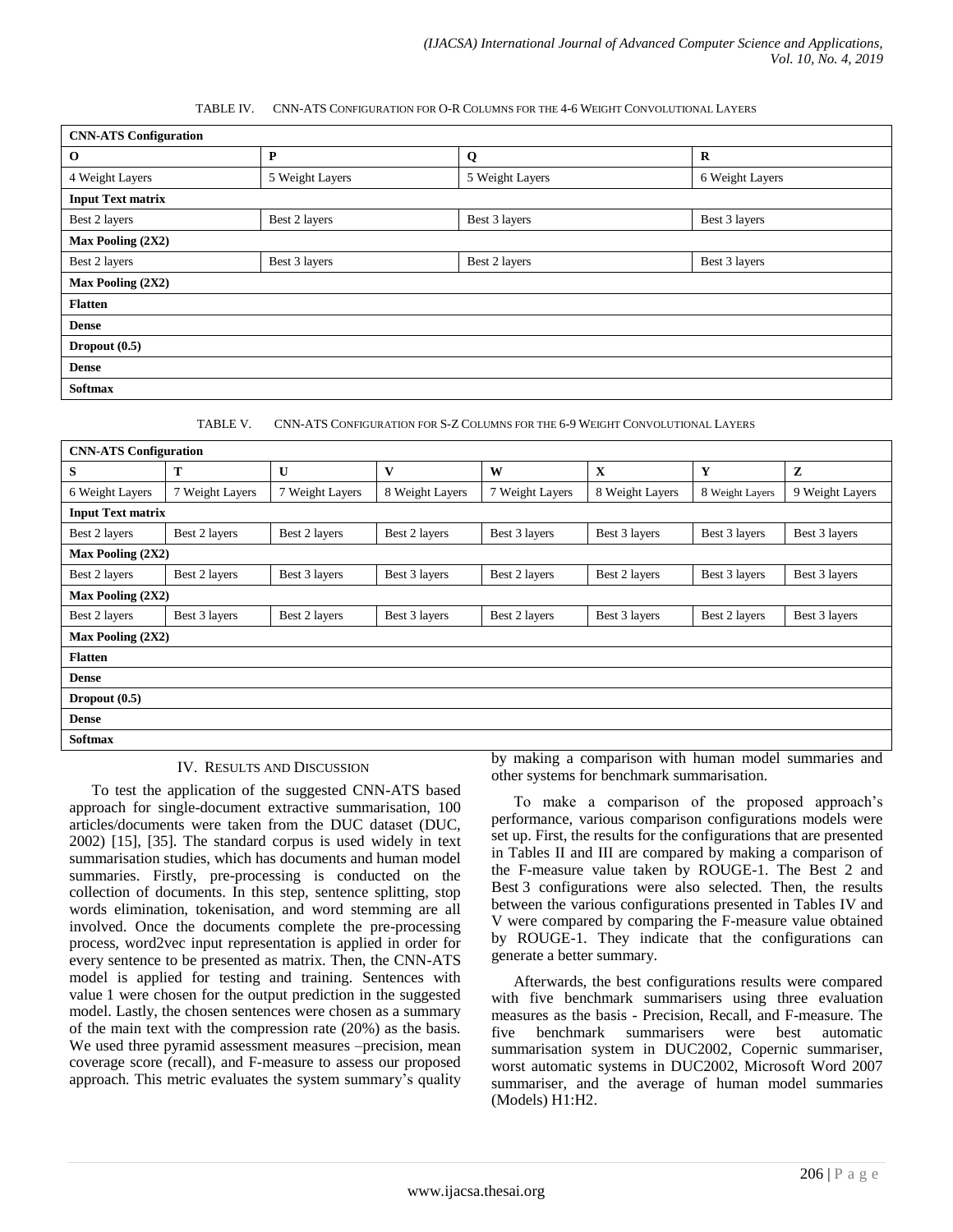TABLE IV. CNN-ATS CONFIGURATION FOR O-R COLUMNS FOR THE 4-6 WEIGHT CONVOLUTIONAL LAYERS

| **CNN-ATS Configuration** | | | |
|---|---|---|---|
| **O** | **P** | **Q** | **R** |
| 4 Weight Layers | 5 Weight Layers | 5 Weight Layers | 6 Weight Layers |
| **Input Text matrix** | | | |
| Best 2 layers | Best 2 layers | Best 3 layers | Best 3 layers |
| **Max Pooling (2X2)** | | | |
| Best 2 layers | Best 3 layers | Best 2 layers | Best 3 layers |
| **Max Pooling (2X2)** | | | |
| **Flatten** | | | |
| **Dense** | | | |
| **Dropout (0.5)** | | | |
| **Dense** | | | |
| **Softmax** | | | |

TABLE V. CNN-ATS CONFIGURATION FOR S-Z COLUMNS FOR THE 6-9 WEIGHT CONVOLUTIONAL LAYERS

| **CNN-ATS Configuration** | | | | | | | |
|---|---|---|---|---|---|---|---|
| **S** | **T** | **U** | **V** | **W** | **X** | **Y** | **Z** |
| 6 Weight Layers | 7 Weight Layers | 7 Weight Layers | 8 Weight Layers | 7 Weight Layers | 8 Weight Layers | 8 Weight Layers | 9 Weight Layers |
| **Input Text matrix** | | | | | | | |
| Best 2 layers | Best 2 layers | Best 2 layers | Best 2 layers | Best 3 layers | Best 3 layers | Best 3 layers | Best 3 layers |
| **Max Pooling (2X2)** | | | | | | | |
| Best 2 layers | Best 2 layers | Best 3 layers | Best 3 layers | Best 2 layers | Best 2 layers | Best 3 layers | Best 3 layers |
| **Max Pooling (2X2)** | | | | | | | |
| Best 2 layers | Best 3 layers | Best 2 layers | Best 3 layers | Best 2 layers | Best 3 layers | Best 2 layers | Best 3 layers |
| **Max Pooling (2X2)** | | | | | | | |
| **Flatten** | | | | | | | |
| **Dense** | | | | | | | |
| **Dropout (0.5)** | | | | | | | |
| **Dense** | | | | | | | |
| **Softmax** | | | | | | | |

## IV. RESULTS AND DISCUSSION

To test the application of the suggested CNN-ATS based approach for single-document extractive summarisation, 100 articles/documents were taken from the DUC dataset (DUC, 2002) [15], [35]. The standard corpus is used widely in text summarisation studies, which has documents and human model summaries. Firstly, pre-processing is conducted on the collection of documents. In this step, sentence splitting, stop words elimination, tokenisation, and word stemming are all involved. Once the documents complete the pre-processing process, word2vec input representation is applied in order for every sentence to be presented as matrix. Then, the CNN-ATS model is applied for testing and training. Sentences with value 1 were chosen for the output prediction in the suggested model. Lastly, the chosen sentences were chosen as a summary of the main text with the compression rate (20%) as the basis. We used three pyramid assessment measures –precision, mean coverage score (recall), and F-measure to assess our proposed approach. This metric evaluates the system summary's quality by making a comparison with human model summaries and other systems for benchmark summarisation.

To make a comparison of the proposed approach's performance, various comparison configurations models were set up. First, the results for the configurations that are presented in Tables II and III are compared by making a comparison of the F-measure value taken by ROUGE-1. The Best 2 and Best 3 configurations were also selected. Then, the results between the various configurations presented in Tables IV and V were compared by comparing the F-measure value obtained by ROUGE-1. They indicate that the configurations can generate a better summary.

Afterwards, the best configurations results were compared with five benchmark summarisers using three evaluation measures as the basis - Precision, Recall, and F-measure. The five benchmark summarisers were best automatic summarisation system in DUC2002, Copernic summariser, worst automatic systems in DUC2002, Microsoft Word 2007 summariser, and the average of human model summaries (Models) H1:H2.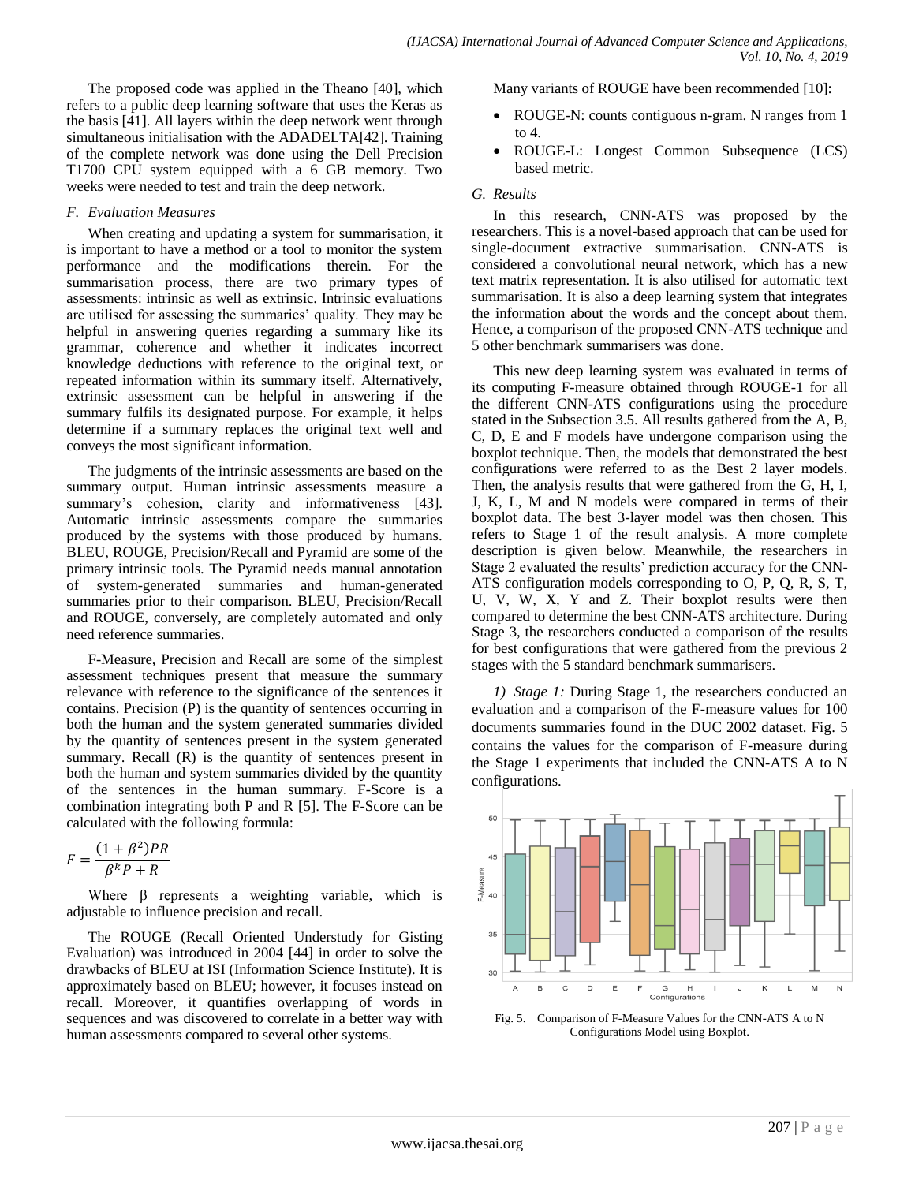The proposed code was applied in the Theano [40], which refers to a public deep learning software that uses the Keras as the basis [41]. All layers within the deep network went through simultaneous initialisation with the ADADELTA[42]. Training of the complete network was done using the Dell Precision T1700 CPU system equipped with a 6 GB memory. Two weeks were needed to test and train the deep network.

### *F. Evaluation Measures*

When creating and updating a system for summarisation, it is important to have a method or a tool to monitor the system performance and the modifications therein. For the summarisation process, there are two primary types of assessments: intrinsic as well as extrinsic. Intrinsic evaluations are utilised for assessing the summaries' quality. They may be helpful in answering queries regarding a summary like its grammar, coherence and whether it indicates incorrect knowledge deductions with reference to the original text, or repeated information within its summary itself. Alternatively, extrinsic assessment can be helpful in answering if the summary fulfils its designated purpose. For example, it helps determine if a summary replaces the original text well and conveys the most significant information.

The judgments of the intrinsic assessments are based on the summary output. Human intrinsic assessments measure a summary's cohesion, clarity and informativeness [43]. Automatic intrinsic assessments compare the summaries produced by the systems with those produced by humans. BLEU, ROUGE, Precision/Recall and Pyramid are some of the primary intrinsic tools. The Pyramid needs manual annotation of system-generated summaries and human-generated summaries prior to their comparison. BLEU, Precision/Recall and ROUGE, conversely, are completely automated and only need reference summaries.

F-Measure, Precision and Recall are some of the simplest assessment techniques present that measure the summary relevance with reference to the significance of the sentences it contains. Precision (P) is the quantity of sentences occurring in both the human and the system generated summaries divided by the quantity of sentences present in the system generated summary. Recall (R) is the quantity of sentences present in both the human and system summaries divided by the quantity of the sentences in the human summary. F-Score is a combination integrating both P and R [5]. The F-Score can be calculated with the following formula:

$$F = \frac{(1+\beta^2)PR}{\beta^k P + R}$$

Where β represents a weighting variable, which is adjustable to influence precision and recall.

The ROUGE (Recall Oriented Understudy for Gisting Evaluation) was introduced in 2004 [44] in order to solve the drawbacks of BLEU at ISI (Information Science Institute). It is approximately based on BLEU; however, it focuses instead on recall. Moreover, it quantifies overlapping of words in sequences and was discovered to correlate in a better way with human assessments compared to several other systems.

Many variants of ROUGE have been recommended [10]:

- ROUGE-N: counts contiguous n-gram. N ranges from 1 to 4.
- ROUGE-L: Longest Common Subsequence (LCS) based metric.

### *G. Results*

In this research, CNN-ATS was proposed by the researchers. This is a novel-based approach that can be used for single-document extractive summarisation. CNN-ATS is considered a convolutional neural network, which has a new text matrix representation. It is also utilised for automatic text summarisation. It is also a deep learning system that integrates the information about the words and the concept about them. Hence, a comparison of the proposed CNN-ATS technique and 5 other benchmark summarisers was done.

This new deep learning system was evaluated in terms of its computing F-measure obtained through ROUGE-1 for all the different CNN-ATS configurations using the procedure stated in the Subsection 3.5. All results gathered from the A, B, C, D, E and F models have undergone comparison using the boxplot technique. Then, the models that demonstrated the best configurations were referred to as the Best 2 layer models. Then, the analysis results that were gathered from the G, H, I, J, K, L, M and N models were compared in terms of their boxplot data. The best 3-layer model was then chosen. This refers to Stage 1 of the result analysis. A more complete description is given below. Meanwhile, the researchers in Stage 2 evaluated the results' prediction accuracy for the CNN-ATS configuration models corresponding to O, P, Q, R, S, T, U, V, W, X, Y and Z. Their boxplot results were then compared to determine the best CNN-ATS architecture. During Stage 3, the researchers conducted a comparison of the results for best configurations that were gathered from the previous 2 stages with the 5 standard benchmark summarisers.

*1) Stage 1:* During Stage 1, the researchers conducted an evaluation and a comparison of the F-measure values for 100 documents summaries found in the DUC 2002 dataset. Fig. 5 contains the values for the comparison of F-measure during the Stage 1 experiments that included the CNN-ATS A to N configurations.

Fig. 5. Comparison of F-Measure Values for the CNN-ATS A to N Configurations Model using Boxplot.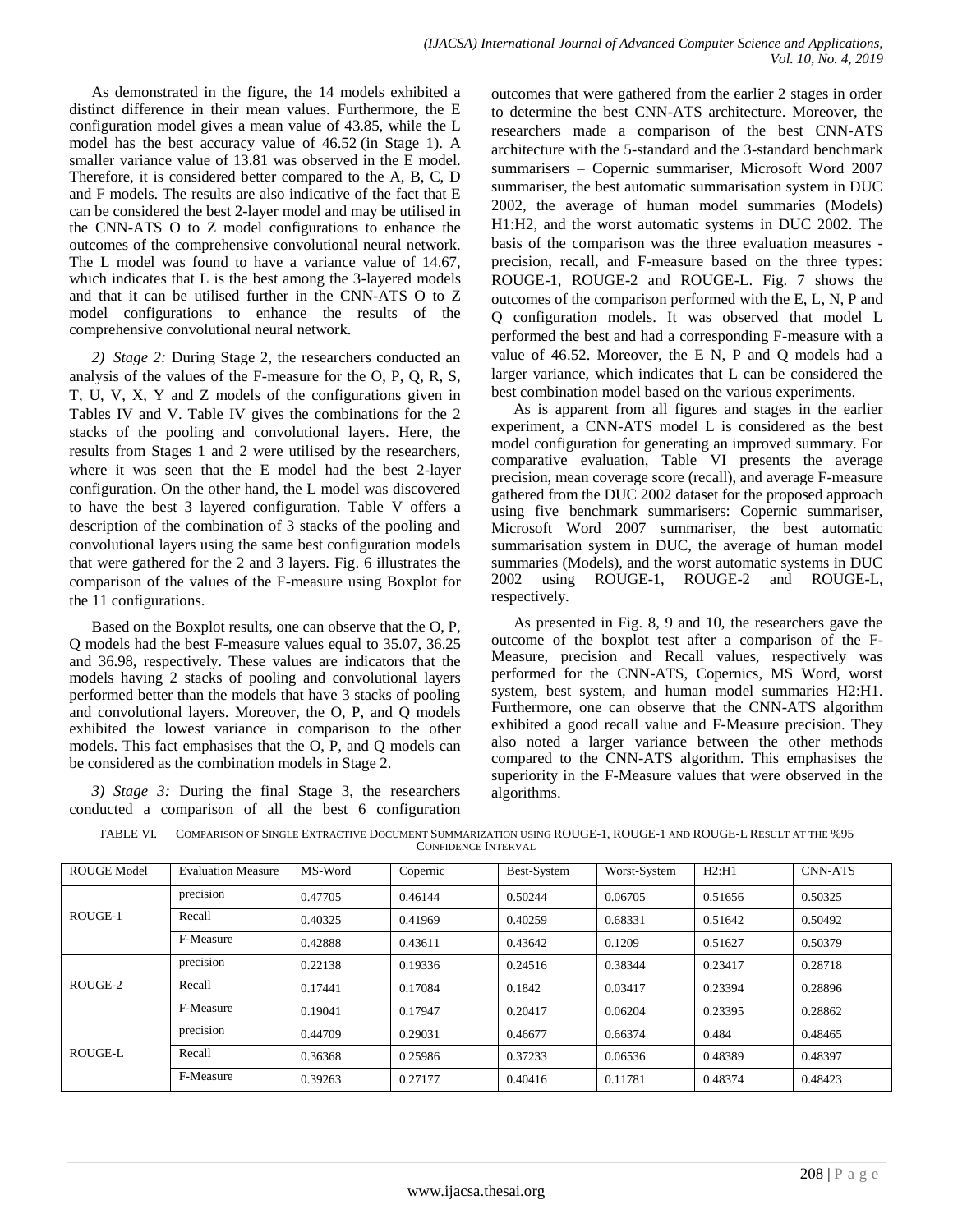As demonstrated in the figure, the 14 models exhibited a distinct difference in their mean values. Furthermore, the E configuration model gives a mean value of 43.85, while the L model has the best accuracy value of 46.52 (in Stage 1). A smaller variance value of 13.81 was observed in the E model. Therefore, it is considered better compared to the A, B, C, D and F models. The results are also indicative of the fact that E can be considered the best 2-layer model and may be utilised in the CNN-ATS O to Z model configurations to enhance the outcomes of the comprehensive convolutional neural network. The L model was found to have a variance value of 14.67, which indicates that L is the best among the 3-layered models and that it can be utilised further in the CNN-ATS O to Z model configurations to enhance the results of the comprehensive convolutional neural network.

*2) Stage 2:* During Stage 2, the researchers conducted an analysis of the values of the F-measure for the O, P, Q, R, S, T, U, V, X, Y and Z models of the configurations given in Tables IV and V. Table IV gives the combinations for the 2 stacks of the pooling and convolutional layers. Here, the results from Stages 1 and 2 were utilised by the researchers, where it was seen that the E model had the best 2-layer configuration. On the other hand, the L model was discovered to have the best 3 layered configuration. Table V offers a description of the combination of 3 stacks of the pooling and convolutional layers using the same best configuration models that were gathered for the 2 and 3 layers. Fig. 6 illustrates the comparison of the values of the F-measure using Boxplot for the 11 configurations.

Based on the Boxplot results, one can observe that the O, P, Q models had the best F-measure values equal to 35.07, 36.25 and 36.98, respectively. These values are indicators that the models having 2 stacks of pooling and convolutional layers performed better than the models that have 3 stacks of pooling and convolutional layers. Moreover, the O, P, and Q models exhibited the lowest variance in comparison to the other models. This fact emphasises that the O, P, and Q models can be considered as the combination models in Stage 2.

*3) Stage 3:* During the final Stage 3, the researchers conducted a comparison of all the best 6 configuration outcomes that were gathered from the earlier 2 stages in order to determine the best CNN-ATS architecture. Moreover, the researchers made a comparison of the best CNN-ATS architecture with the 5-standard and the 3-standard benchmark summarisers – Copernic summariser, Microsoft Word 2007 summariser, the best automatic summarisation system in DUC 2002, the average of human model summaries (Models) H1:H2, and the worst automatic systems in DUC 2002. The basis of the comparison was the three evaluation measures - precision, recall, and F-measure based on the three types: ROUGE-1, ROUGE-2 and ROUGE-L. Fig. 7 shows the outcomes of the comparison performed with the E, L, N, P and Q configuration models. It was observed that model L performed the best and had a corresponding F-measure with a value of 46.52. Moreover, the E N, P and Q models had a larger variance, which indicates that L can be considered the best combination model based on the various experiments.

As is apparent from all figures and stages in the earlier experiment, a CNN-ATS model L is considered as the best model configuration for generating an improved summary. For comparative evaluation, Table VI presents the average precision, mean coverage score (recall), and average F-measure gathered from the DUC 2002 dataset for the proposed approach using five benchmark summarisers: Copernic summariser, Microsoft Word 2007 summariser, the best automatic summarisation system in DUC, the average of human model summaries (Models), and the worst automatic systems in DUC 2002 using ROUGE-1, ROUGE-2 and ROUGE-L, respectively.

As presented in Fig. 8, 9 and 10, the researchers gave the outcome of the boxplot test after a comparison of the F-Measure, precision and Recall values, respectively was performed for the CNN-ATS, Copernics, MS Word, worst system, best system, and human model summaries H2:H1. Furthermore, one can observe that the CNN-ATS algorithm exhibited a good recall value and F-Measure precision. They also noted a larger variance between the other methods compared to the CNN-ATS algorithm. This emphasises the superiority in the F-Measure values that were observed in the algorithms.

TABLE VI. COMPARISON OF SINGLE EXTRACTIVE DOCUMENT SUMMARIZATION USING ROUGE-1, ROUGE-1 AND ROUGE-L RESULT AT THE %95 CONFIDENCE INTERVAL

| ROUGE Model | Evaluation Measure | MS-Word | Copernic | Best-System | Worst-System | H2:H1 | CNN-ATS |
|---|---|---|---|---|---|---|---|
| ROUGE-1 | precision | 0.47705 | 0.46144 | 0.50244 | 0.06705 | 0.51656 | 0.50325 |
| | Recall | 0.40325 | 0.41969 | 0.40259 | 0.68331 | 0.51642 | 0.50492 |
| | F-Measure | 0.42888 | 0.43611 | 0.43642 | 0.1209 | 0.51627 | 0.50379 |
| ROUGE-2 | precision | 0.22138 | 0.19336 | 0.24516 | 0.38344 | 0.23417 | 0.28718 |
| | Recall | 0.17441 | 0.17084 | 0.1842 | 0.03417 | 0.23394 | 0.28896 |
| | F-Measure | 0.19041 | 0.17947 | 0.20417 | 0.06204 | 0.23395 | 0.28862 |
| ROUGE-L | precision | 0.44709 | 0.29031 | 0.46677 | 0.66374 | 0.484 | 0.48465 |
| | Recall | 0.36368 | 0.25986 | 0.37233 | 0.06536 | 0.48389 | 0.48397 |
| | F-Measure | 0.39263 | 0.27177 | 0.40416 | 0.11781 | 0.48374 | 0.48423 |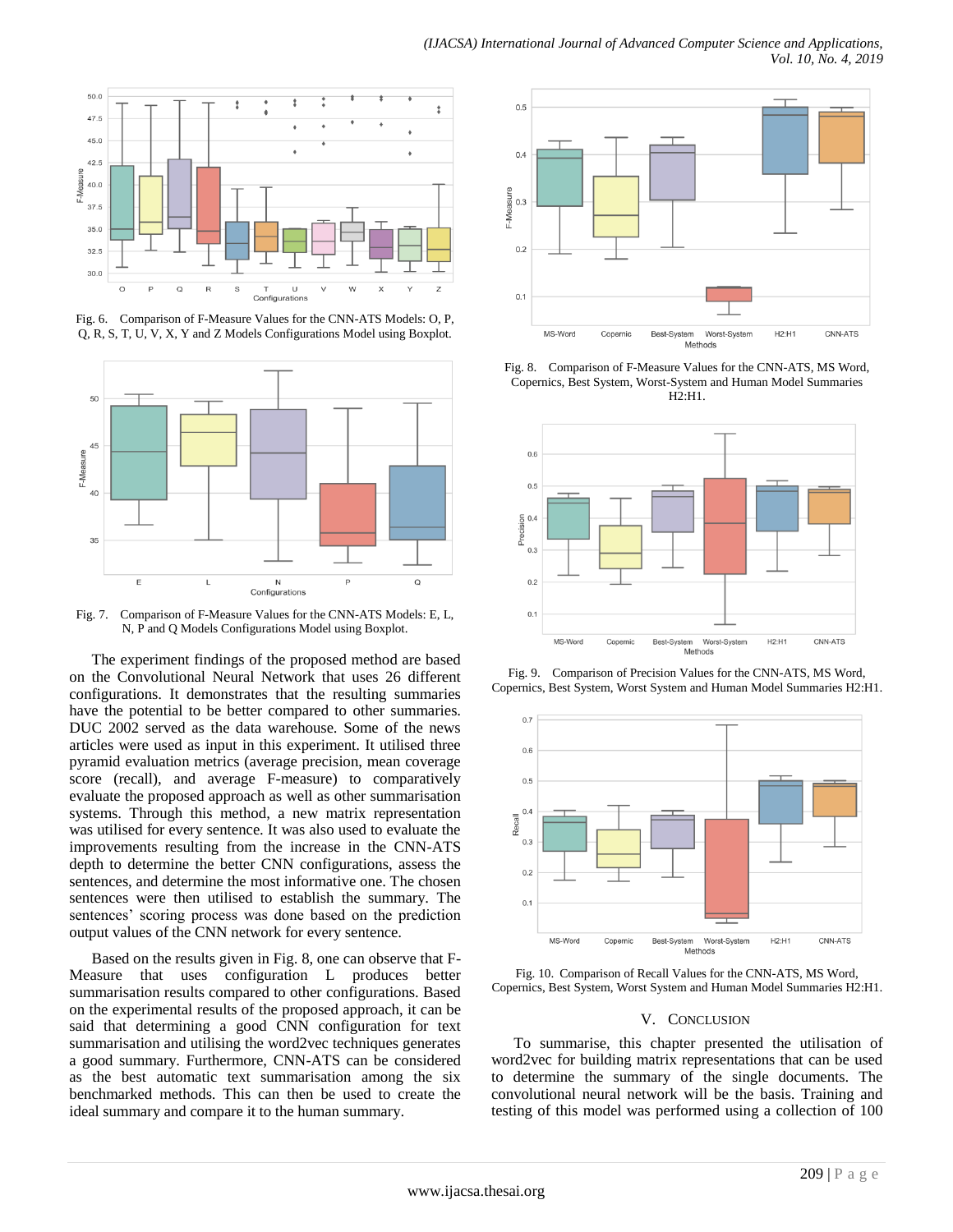Fig. 6. Comparison of F-Measure Values for the CNN-ATS Models: O, P, Q, R, S, T, U, V, X, Y and Z Models Configurations Model using Boxplot.

Fig. 7. Comparison of F-Measure Values for the CNN-ATS Models: E, L, N, P and Q Models Configurations Model using Boxplot.

The experiment findings of the proposed method are based on the Convolutional Neural Network that uses 26 different configurations. It demonstrates that the resulting summaries have the potential to be better compared to other summaries. DUC 2002 served as the data warehouse. Some of the news articles were used as input in this experiment. It utilised three pyramid evaluation metrics (average precision, mean coverage score (recall), and average F-measure) to comparatively evaluate the proposed approach as well as other summarisation systems. Through this method, a new matrix representation was utilised for every sentence. It was also used to evaluate the improvements resulting from the increase in the CNN-ATS depth to determine the better CNN configurations, assess the sentences, and determine the most informative one. The chosen sentences were then utilised to establish the summary. The sentences' scoring process was done based on the prediction output values of the CNN network for every sentence.

Based on the results given in Fig. 8, one can observe that F-Measure that uses configuration L produces better summarisation results compared to other configurations. Based on the experimental results of the proposed approach, it can be said that determining a good CNN configuration for text summarisation and utilising the word2vec techniques generates a good summary. Furthermore, CNN-ATS can be considered as the best automatic text summarisation among the six benchmarked methods. This can then be used to create the ideal summary and compare it to the human summary.

Fig. 8. Comparison of F-Measure Values for the CNN-ATS, MS Word, Copernics, Best System, Worst-System and Human Model Summaries H2:H1.

Fig. 9. Comparison of Precision Values for the CNN-ATS, MS Word, Copernics, Best System, Worst System and Human Model Summaries H2:H1.

Fig. 10. Comparison of Recall Values for the CNN-ATS, MS Word, Copernics, Best System, Worst System and Human Model Summaries H2:H1.

## V. Conclusion

To summarise, this chapter presented the utilisation of word2vec for building matrix representations that can be used to determine the summary of the single documents. The convolutional neural network will be the basis. Training and testing of this model was performed using a collection of 100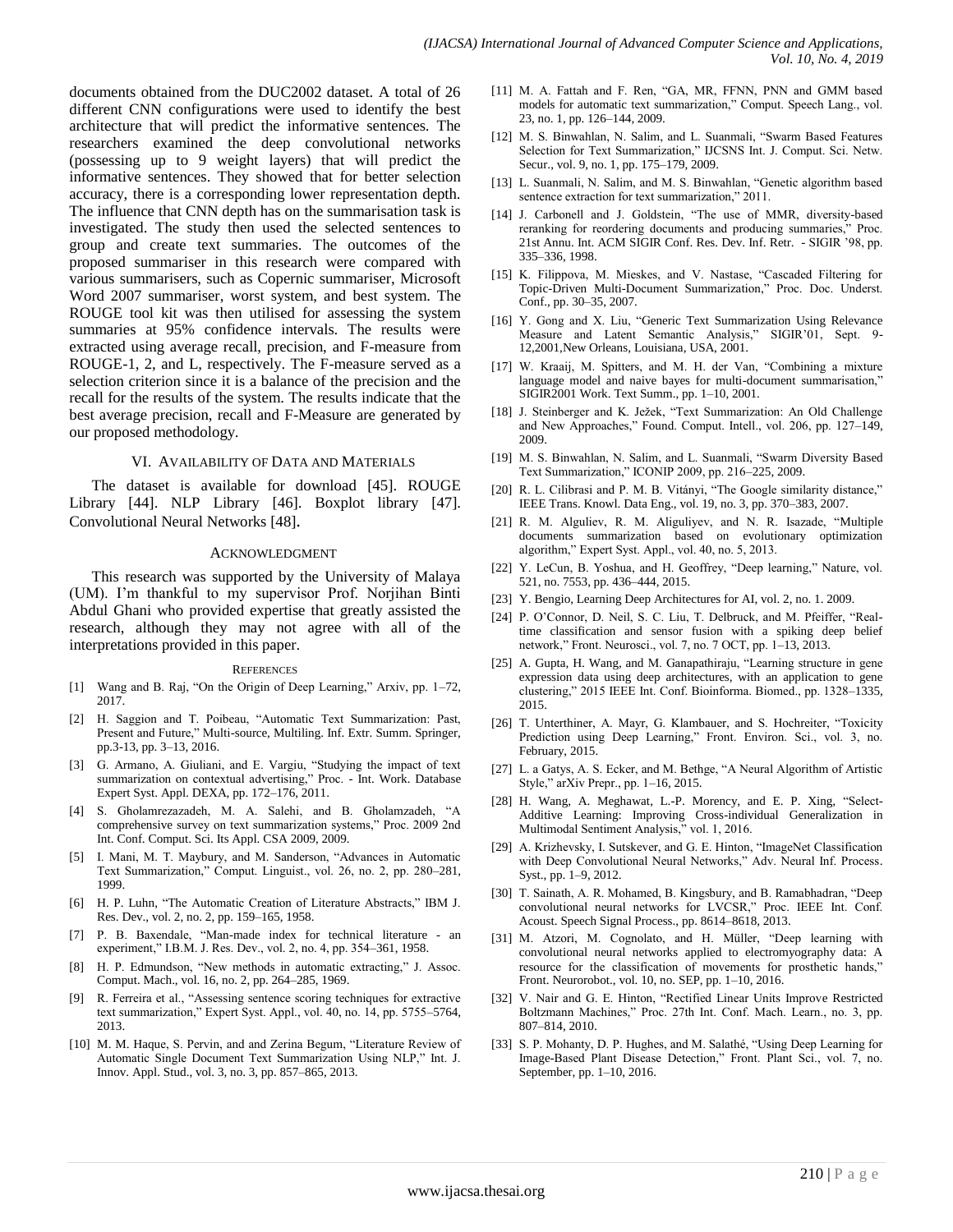documents obtained from the DUC2002 dataset. A total of 26 different CNN configurations were used to identify the best architecture that will predict the informative sentences. The researchers examined the deep convolutional networks (possessing up to 9 weight layers) that will predict the informative sentences. They showed that for better selection accuracy, there is a corresponding lower representation depth. The influence that CNN depth has on the summarisation task is investigated. The study then used the selected sentences to group and create text summaries. The outcomes of the proposed summariser in this research were compared with various summarisers, such as Copernic summariser, Microsoft Word 2007 summariser, worst system, and best system. The ROUGE tool kit was then utilised for assessing the system summaries at 95% confidence intervals. The results were extracted using average recall, precision, and F-measure from ROUGE-1, 2, and L, respectively. The F-measure served as a selection criterion since it is a balance of the precision and the recall for the results of the system. The results indicate that the best average precision, recall and F-Measure are generated by our proposed methodology.

## VI. Availability of Data and Materials

The dataset is available for download [45]. ROUGE Library [44]. NLP Library [46]. Boxplot library [47]. Convolutional Neural Networks [48].

## Acknowledgment

This research was supported by the University of Malaya (UM). I'm thankful to my supervisor Prof. Norjihan Binti Abdul Ghani who provided expertise that greatly assisted the research, although they may not agree with all of the interpretations provided in this paper.

## References

[1] Wang and B. Raj, "On the Origin of Deep Learning," Arxiv, pp. 1–72, 2017.

[2] H. Saggion and T. Poibeau, "Automatic Text Summarization: Past, Present and Future," Multi-source, Multiling. Inf. Extr. Summ. Springer, pp.3-13, pp. 3–13, 2016.

[3] G. Armano, A. Giuliani, and E. Vargiu, "Studying the impact of text summarization on contextual advertising," Proc. - Int. Work. Database Expert Syst. Appl. DEXA, pp. 172–176, 2011.

[4] S. Gholamrezazadeh, M. A. Salehi, and B. Gholamzadeh, "A comprehensive survey on text summarization systems," Proc. 2009 2nd Int. Conf. Comput. Sci. Its Appl. CSA 2009, 2009.

[5] I. Mani, M. T. Maybury, and M. Sanderson, "Advances in Automatic Text Summarization," Comput. Linguist., vol. 26, no. 2, pp. 280–281, 1999.

[6] H. P. Luhn, "The Automatic Creation of Literature Abstracts," IBM J. Res. Dev., vol. 2, no. 2, pp. 159–165, 1958.

[7] P. B. Baxendale, "Man-made index for technical literature - an experiment," I.B.M. J. Res. Dev., vol. 2, no. 4, pp. 354–361, 1958.

[8] H. P. Edmundson, "New methods in automatic extracting," J. Assoc. Comput. Mach., vol. 16, no. 2, pp. 264–285, 1969.

[9] R. Ferreira et al., "Assessing sentence scoring techniques for extractive text summarization," Expert Syst. Appl., vol. 40, no. 14, pp. 5755–5764, 2013.

[10] M. M. Haque, S. Pervin, and and Zerina Begum, "Literature Review of Automatic Single Document Text Summarization Using NLP," Int. J. Innov. Appl. Stud., vol. 3, no. 3, pp. 857–865, 2013.

[11] M. A. Fattah and F. Ren, "GA, MR, FFNN, PNN and GMM based models for automatic text summarization," Comput. Speech Lang., vol. 23, no. 1, pp. 126–144, 2009.

[12] M. S. Binwahlan, N. Salim, and L. Suanmali, "Swarm Based Features Selection for Text Summarization," IJCSNS Int. J. Comput. Sci. Netw. Secur., vol. 9, no. 1, pp. 175–179, 2009.

[13] L. Suanmali, N. Salim, and M. S. Binwahlan, "Genetic algorithm based sentence extraction for text summarization," 2011.

[14] J. Carbonell and J. Goldstein, "The use of MMR, diversity-based reranking for reordering documents and producing summaries," Proc. 21st Annu. Int. ACM SIGIR Conf. Res. Dev. Inf. Retr. - SIGIR '98, pp. 335–336, 1998.

[15] K. Filippova, M. Mieskes, and V. Nastase, "Cascaded Filtering for Topic-Driven Multi-Document Summarization," Proc. Doc. Underst. Conf., pp. 30–35, 2007.

[16] Y. Gong and X. Liu, "Generic Text Summarization Using Relevance Measure and Latent Semantic Analysis," SIGIR'01, Sept. 9-12,2001,New Orleans, Louisiana, USA, 2001.

[17] W. Kraaij, M. Spitters, and M. H. der Van, "Combining a mixture language model and naive bayes for multi-document summarisation," SIGIR2001 Work. Text Summ., pp. 1–10, 2001.

[18] J. Steinberger and K. Ježek, "Text Summarization: An Old Challenge and New Approaches," Found. Comput. Intell., vol. 206, pp. 127–149, 2009.

[19] M. S. Binwahlan, N. Salim, and L. Suanmali, "Swarm Diversity Based Text Summarization," ICONIP 2009, pp. 216–225, 2009.

[20] R. L. Cilibrasi and P. M. B. Vitányi, "The Google similarity distance," IEEE Trans. Knowl. Data Eng., vol. 19, no. 3, pp. 370–383, 2007.

[21] R. M. Alguliev, R. M. Aliguliyev, and N. R. Isazade, "Multiple documents summarization based on evolutionary optimization algorithm," Expert Syst. Appl., vol. 40, no. 5, 2013.

[22] Y. LeCun, B. Yoshua, and H. Geoffrey, "Deep learning," Nature, vol. 521, no. 7553, pp. 436–444, 2015.

[23] Y. Bengio, Learning Deep Architectures for AI, vol. 2, no. 1. 2009.

[24] P. O'Connor, D. Neil, S. C. Liu, T. Delbruck, and M. Pfeiffer, "Real-time classification and sensor fusion with a spiking deep belief network," Front. Neurosci., vol. 7, no. 7 OCT, pp. 1–13, 2013.

[25] A. Gupta, H. Wang, and M. Ganapathiraju, "Learning structure in gene expression data using deep architectures, with an application to gene clustering," 2015 IEEE Int. Conf. Bioinforma. Biomed., pp. 1328–1335, 2015.

[26] T. Unterthiner, A. Mayr, G. Klambauer, and S. Hochreiter, "Toxicity Prediction using Deep Learning," Front. Environ. Sci., vol. 3, no. February, 2015.

[27] L. a Gatys, A. S. Ecker, and M. Bethge, "A Neural Algorithm of Artistic Style," arXiv Prepr., pp. 1–16, 2015.

[28] H. Wang, A. Meghawat, L.-P. Morency, and E. P. Xing, "Select-Additive Learning: Improving Cross-individual Generalization in Multimodal Sentiment Analysis," vol. 1, 2016.

[29] A. Krizhevsky, I. Sutskever, and G. E. Hinton, "ImageNet Classification with Deep Convolutional Neural Networks," Adv. Neural Inf. Process. Syst., pp. 1–9, 2012.

[30] T. Sainath, A. R. Mohamed, B. Kingsbury, and B. Ramabhadran, "Deep convolutional neural networks for LVCSR," Proc. IEEE Int. Conf. Acoust. Speech Signal Process., pp. 8614–8618, 2013.

[31] M. Atzori, M. Cognolato, and H. Müller, "Deep learning with convolutional neural networks applied to electromyography data: A resource for the classification of movements for prosthetic hands," Front. Neurorobot., vol. 10, no. SEP, pp. 1–10, 2016.

[32] V. Nair and G. E. Hinton, "Rectified Linear Units Improve Restricted Boltzmann Machines," Proc. 27th Int. Conf. Mach. Learn., no. 3, pp. 807–814, 2010.

[33] S. P. Mohanty, D. P. Hughes, and M. Salathé, "Using Deep Learning for Image-Based Plant Disease Detection," Front. Plant Sci., vol. 7, no. September, pp. 1–10, 2016.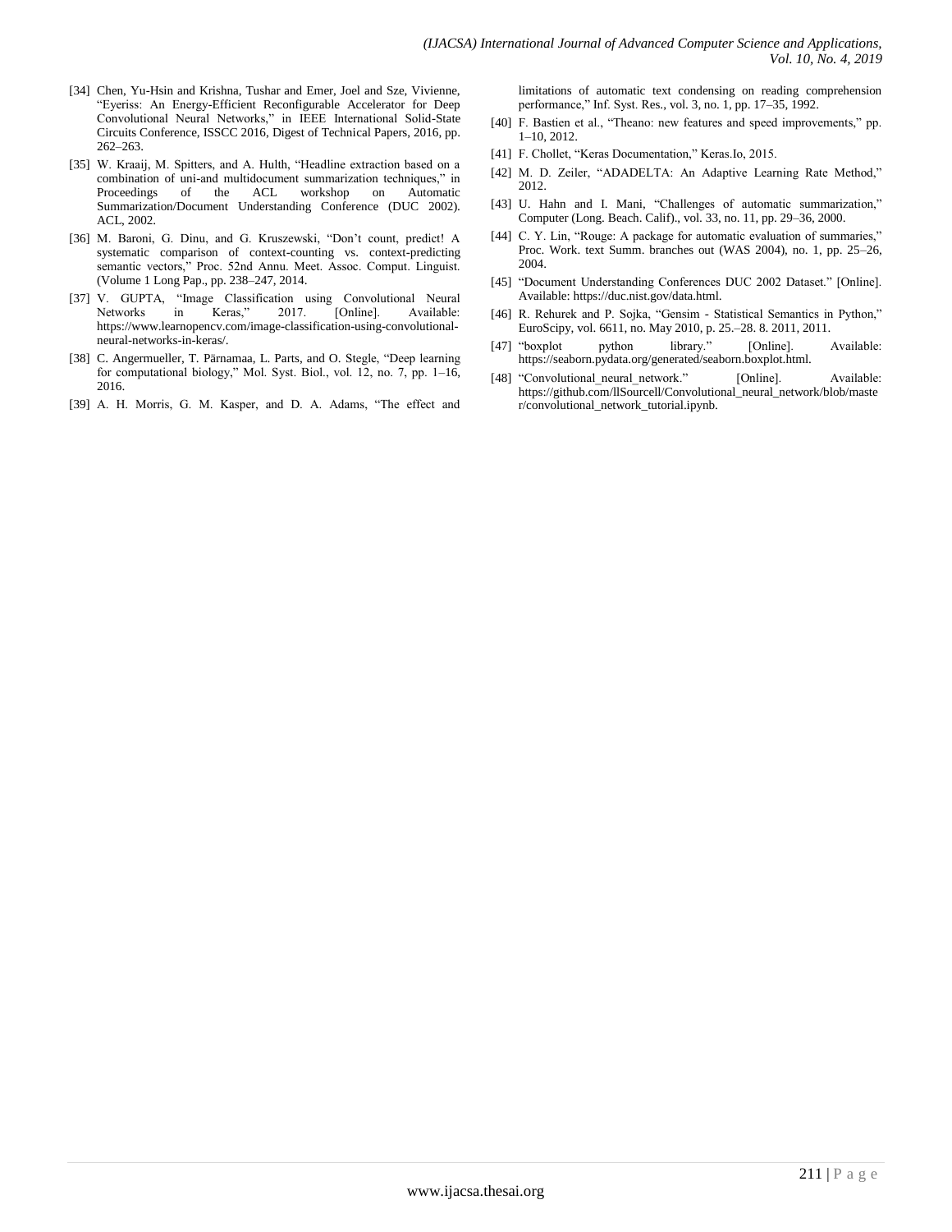[34] Chen, Yu-Hsin and Krishna, Tushar and Emer, Joel and Sze, Vivienne, "Eyeriss: An Energy-Efficient Reconfigurable Accelerator for Deep Convolutional Neural Networks," in IEEE International Solid-State Circuits Conference, ISSCC 2016, Digest of Technical Papers, 2016, pp. 262–263.

[35] W. Kraaij, M. Spitters, and A. Hulth, "Headline extraction based on a combination of uni-and multidocument summarization techniques," in Proceedings of the ACL workshop on Automatic Summarization/Document Understanding Conference (DUC 2002). ACL, 2002.

[36] M. Baroni, G. Dinu, and G. Kruszewski, "Don't count, predict! A systematic comparison of context-counting vs. context-predicting semantic vectors," Proc. 52nd Annu. Meet. Assoc. Comput. Linguist. (Volume 1 Long Pap., pp. 238–247, 2014.

[37] V. GUPTA, "Image Classification using Convolutional Neural Networks in Keras," 2017. [Online]. Available: https://www.learnopencv.com/image-classification-using-convolutional-neural-networks-in-keras/.

[38] C. Angermueller, T. Pärnamaa, L. Parts, and O. Stegle, "Deep learning for computational biology," Mol. Syst. Biol., vol. 12, no. 7, pp. 1–16, 2016.

[39] A. H. Morris, G. M. Kasper, and D. A. Adams, "The effect and limitations of automatic text condensing on reading comprehension performance," Inf. Syst. Res., vol. 3, no. 1, pp. 17–35, 1992.

[40] F. Bastien et al., "Theano: new features and speed improvements," pp. 1–10, 2012.

[41] F. Chollet, "Keras Documentation," Keras.Io, 2015.

[42] M. D. Zeiler, "ADADELTA: An Adaptive Learning Rate Method," 2012.

[43] U. Hahn and I. Mani, "Challenges of automatic summarization," Computer (Long. Beach. Calif)., vol. 33, no. 11, pp. 29–36, 2000.

[44] C. Y. Lin, "Rouge: A package for automatic evaluation of summaries," Proc. Work. text Summ. branches out (WAS 2004), no. 1, pp. 25–26, 2004.

[45] "Document Understanding Conferences DUC 2002 Dataset." [Online]. Available: https://duc.nist.gov/data.html.

[46] R. Rehurek and P. Sojka, "Gensim - Statistical Semantics in Python," EuroScipy, vol. 6611, no. May 2010, p. 25.–28. 8. 2011, 2011.

[47] "boxplot python library." [Online]. Available: https://seaborn.pydata.org/generated/seaborn.boxplot.html.

[48] "Convolutional_neural_network." [Online]. Available: https://github.com/llSourcell/Convolutional_neural_network/blob/master/convolutional_network_tutorial.ipynb.